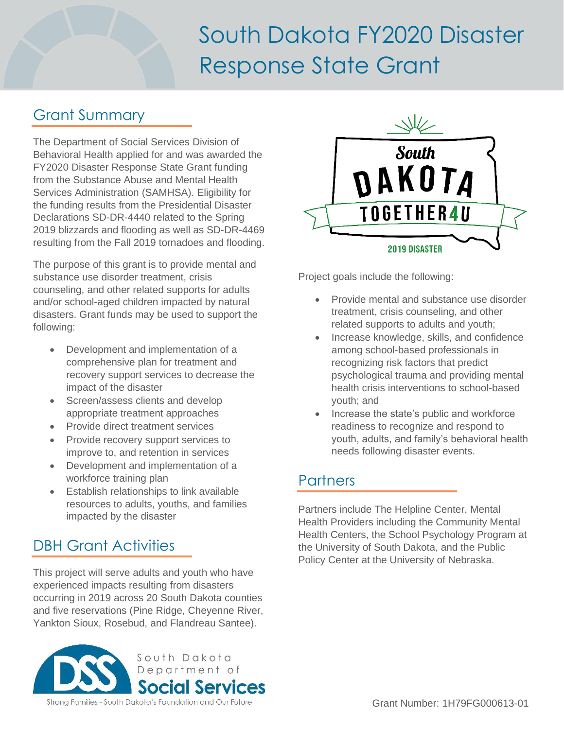# South Dakota FY2020 Disaster Response State Grant

## Grant Summary

The Department of Social Services Division of Behavioral Health applied for and was awarded the FY2020 Disaster Response State Grant funding from the Substance Abuse and Mental Health Services Administration (SAMHSA). Eligibility for the funding results from the Presidential Disaster Declarations SD-DR-4440 related to the Spring 2019 blizzards and flooding as well as SD-DR-4469 resulting from the Fall 2019 tornadoes and flooding.

The purpose of this grant is to provide mental and substance use disorder treatment, crisis counseling, and other related supports for adults and/or school-aged children impacted by natural disasters. Grant funds may be used to support the following:

- Development and implementation of a comprehensive plan for treatment and recovery support services to decrease the impact of the disaster
- Screen/assess clients and develop appropriate treatment approaches
- Provide direct treatment services
- Provide recovery support services to improve to, and retention in services
- Development and implementation of a workforce training plan
- Establish relationships to link available resources to adults, youths, and families impacted by the disaster

## DBH Grant Activities

This project will serve adults and youth who have experienced impacts resulting from disasters occurring in 2019 across 20 South Dakota counties and five reservations (Pine Ridge, Cheyenne River, Yankton Sioux, Rosebud, and Flandreau Santee).

South Dakota
TOGETHER4U
2019 DISASTER

Project goals include the following:

- Provide mental and substance use disorder treatment, crisis counseling, and other related supports to adults and youth;
- Increase knowledge, skills, and confidence among school-based professionals in recognizing risk factors that predict psychological trauma and providing mental health crisis interventions to school-based youth; and
- Increase the state's public and workforce readiness to recognize and respond to youth, adults, and family's behavioral health needs following disaster events.

## Partners

Partners include The Helpline Center, Mental Health Providers including the Community Mental Health Centers, the School Psychology Program at the University of South Dakota, and the Public Policy Center at the University of Nebraska.

DSS South Dakota Department of Social Services
Strong Families - South Dakota's Foundation and Our Future

Grant Number: 1H79FG000613-01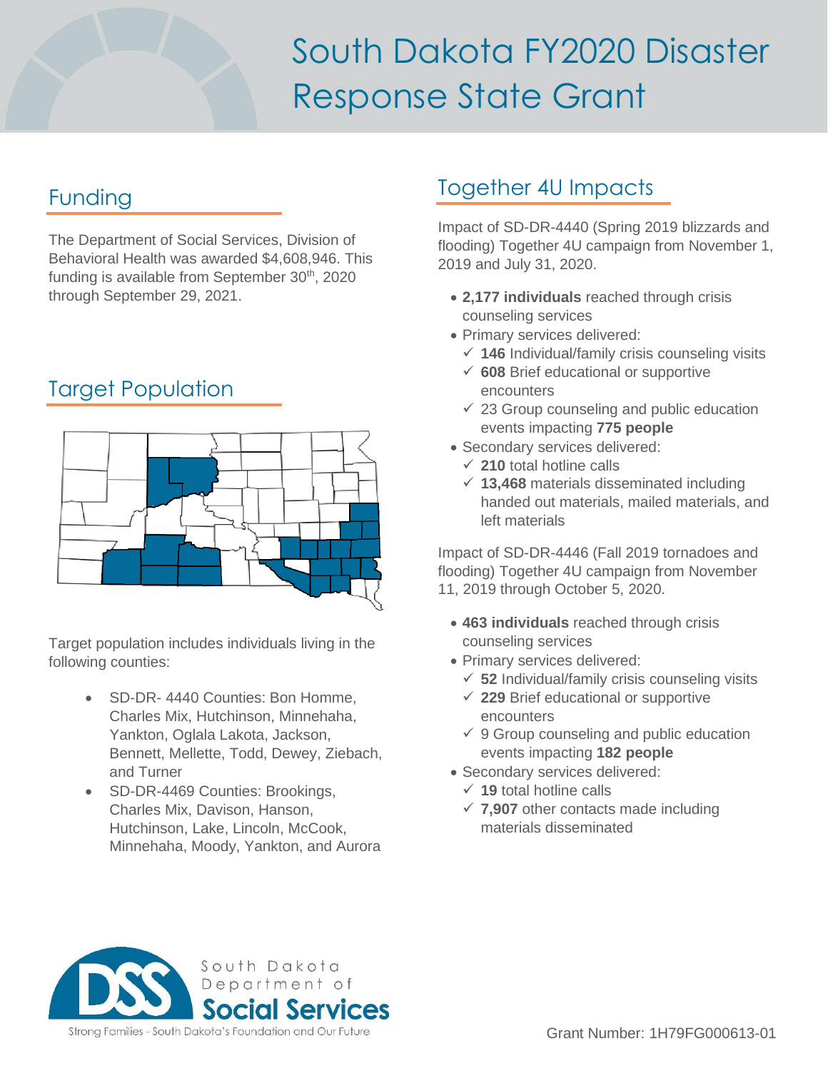# South Dakota FY2020 Disaster Response State Grant

## Funding

The Department of Social Services, Division of Behavioral Health was awarded $4,608,946. This funding is available from September 30th, 2020 through September 29, 2021.

## Target Population

Target population includes individuals living in the following counties:

- SD-DR- 4440 Counties: Bon Homme, Charles Mix, Hutchinson, Minnehaha, Yankton, Oglala Lakota, Jackson, Bennett, Mellette, Todd, Dewey, Ziebach, and Turner
- SD-DR-4469 Counties: Brookings, Charles Mix, Davison, Hanson, Hutchinson, Lake, Lincoln, McCook, Minnehaha, Moody, Yankton, and Aurora

## Together 4U Impacts

Impact of SD-DR-4440 (Spring 2019 blizzards and flooding) Together 4U campaign from November 1, 2019 and July 31, 2020.

- **2,177 individuals** reached through crisis counseling services
- Primary services delivered:
  - ✓ **146** Individual/family crisis counseling visits
  - ✓ **608** Brief educational or supportive encounters
  - ✓ 23 Group counseling and public education events impacting **775 people**
- Secondary services delivered:
  - ✓ **210** total hotline calls
  - ✓ **13,468** materials disseminated including handed out materials, mailed materials, and left materials

Impact of SD-DR-4446 (Fall 2019 tornadoes and flooding) Together 4U campaign from November 11, 2019 through October 5, 2020.

- **463 individuals** reached through crisis counseling services
- Primary services delivered:
  - ✓ **52** Individual/family crisis counseling visits
  - ✓ **229** Brief educational or supportive encounters
  - ✓ 9 Group counseling and public education events impacting **182 people**
- Secondary services delivered:
  - ✓ **19** total hotline calls
  - ✓ **7,907** other contacts made including materials disseminated

South Dakota Department of Social Services

Strong Families - South Dakota's Foundation and Our Future

Grant Number: 1H79FG000613-01